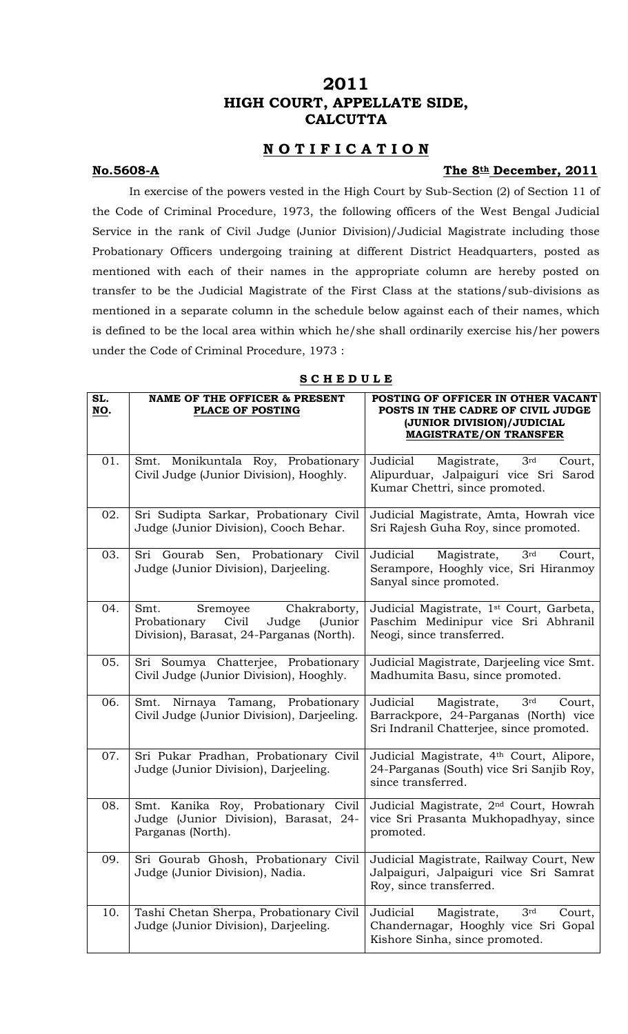# 2011
# HIGH COURT, APPELLATE SIDE, CALCUTTA

## N O T I F I C A T I O N

**No.5608-A** **The 8th December, 2011**

In exercise of the powers vested in the High Court by Sub-Section (2) of Section 11 of the Code of Criminal Procedure, 1973, the following officers of the West Bengal Judicial Service in the rank of Civil Judge (Junior Division)/Judicial Magistrate including those Probationary Officers undergoing training at different District Headquarters, posted as mentioned with each of their names in the appropriate column are hereby posted on transfer to be the Judicial Magistrate of the First Class at the stations/sub-divisions as mentioned in a separate column in the schedule below against each of their names, which is defined to be the local area within which he/she shall ordinarily exercise his/her powers under the Code of Criminal Procedure, 1973 :

**S C H E D U L E**

| SL. NO. | NAME OF THE OFFICER & PRESENT PLACE OF POSTING | POSTING OF OFFICER IN OTHER VACANT POSTS IN THE CADRE OF CIVIL JUDGE (JUNIOR DIVISION)/JUDICIAL MAGISTRATE/ON TRANSFER |
|---|---|---|
| 01. | Smt. Monikuntala Roy, Probationary Civil Judge (Junior Division), Hooghly. | Judicial Magistrate, 3rd Court, Alipurduar, Jalpaiguri vice Sri Sarod Kumar Chettri, since promoted. |
| 02. | Sri Sudipta Sarkar, Probationary Civil Judge (Junior Division), Cooch Behar. | Judicial Magistrate, Amta, Howrah vice Sri Rajesh Guha Roy, since promoted. |
| 03. | Sri Gourab Sen, Probationary Civil Judge (Junior Division), Darjeeling. | Judicial Magistrate, 3rd Court, Serampore, Hooghly vice, Sri Hiranmoy Sanyal since promoted. |
| 04. | Smt. Sremoyee Chakraborty, Probationary Civil Judge (Junior Division), Barasat, 24-Parganas (North). | Judicial Magistrate, 1st Court, Garbeta, Paschim Medinipur vice Sri Abhranil Neogi, since transferred. |
| 05. | Sri Soumya Chatterjee, Probationary Civil Judge (Junior Division), Hooghly. | Judicial Magistrate, Darjeeling vice Smt. Madhumita Basu, since promoted. |
| 06. | Smt. Nirnaya Tamang, Probationary Civil Judge (Junior Division), Darjeeling. | Judicial Magistrate, 3rd Court, Barrackpore, 24-Parganas (North) vice Sri Indranil Chatterjee, since promoted. |
| 07. | Sri Pukar Pradhan, Probationary Civil Judge (Junior Division), Darjeeling. | Judicial Magistrate, 4th Court, Alipore, 24-Parganas (South) vice Sri Sanjib Roy, since transferred. |
| 08. | Smt. Kanika Roy, Probationary Civil Judge (Junior Division), Barasat, 24-Parganas (North). | Judicial Magistrate, 2nd Court, Howrah vice Sri Prasanta Mukhopadhyay, since promoted. |
| 09. | Sri Gourab Ghosh, Probationary Civil Judge (Junior Division), Nadia. | Judicial Magistrate, Railway Court, New Jalpaiguri, Jalpaiguri vice Sri Samrat Roy, since transferred. |
| 10. | Tashi Chetan Sherpa, Probationary Civil Judge (Junior Division), Darjeeling. | Judicial Magistrate, 3rd Court, Chandernagar, Hooghly vice Sri Gopal Kishore Sinha, since promoted. |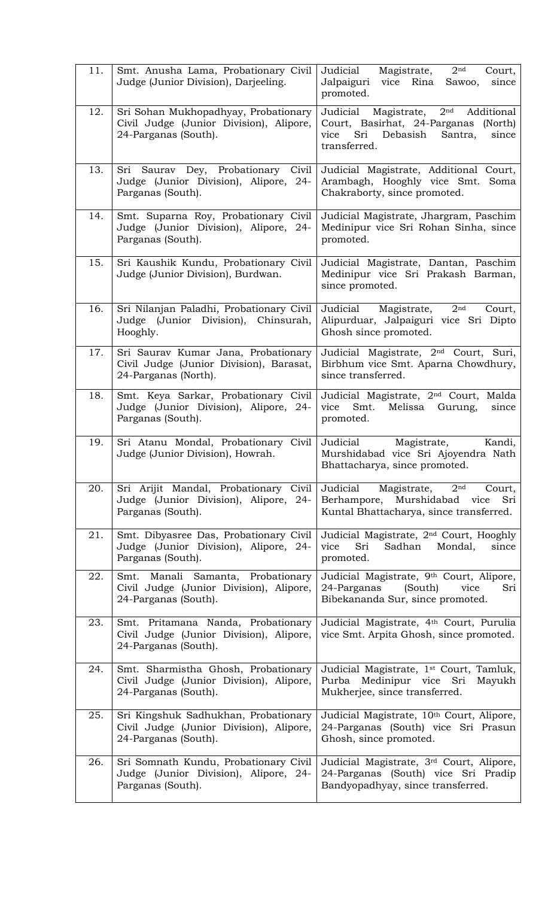| 11. | Smt. Anusha Lama, Probationary Civil Judge (Junior Division), Darjeeling. | Judicial Magistrate, 2nd Court, Jalpaiguri vice Rina Sawoo, since promoted. |
|---|---|---|
| 12. | Sri Sohan Mukhopadhyay, Probationary Civil Judge (Junior Division), Alipore, 24-Parganas (South). | Judicial Magistrate, 2nd Additional Court, Basirhat, 24-Parganas (North) vice Sri Debasish Santra, since transferred. |
| 13. | Sri Saurav Dey, Probationary Civil Judge (Junior Division), Alipore, 24-Parganas (South). | Judicial Magistrate, Additional Court, Arambagh, Hooghly vice Smt. Soma Chakraborty, since promoted. |
| 14. | Smt. Suparna Roy, Probationary Civil Judge (Junior Division), Alipore, 24-Parganas (South). | Judicial Magistrate, Jhargram, Paschim Medinipur vice Sri Rohan Sinha, since promoted. |
| 15. | Sri Kaushik Kundu, Probationary Civil Judge (Junior Division), Burdwan. | Judicial Magistrate, Dantan, Paschim Medinipur vice Sri Prakash Barman, since promoted. |
| 16. | Sri Nilanjan Paladhi, Probationary Civil Judge (Junior Division), Chinsurah, Hooghly. | Judicial Magistrate, 2nd Court, Alipurduar, Jalpaiguri vice Sri Dipto Ghosh since promoted. |
| 17. | Sri Saurav Kumar Jana, Probationary Civil Judge (Junior Division), Barasat, 24-Parganas (North). | Judicial Magistrate, 2nd Court, Suri, Birbhum vice Smt. Aparna Chowdhury, since transferred. |
| 18. | Smt. Keya Sarkar, Probationary Civil Judge (Junior Division), Alipore, 24-Parganas (South). | Judicial Magistrate, 2nd Court, Malda vice Smt. Melissa Gurung, since promoted. |
| 19. | Sri Atanu Mondal, Probationary Civil Judge (Junior Division), Howrah. | Judicial Magistrate, Kandi, Murshidabad vice Sri Ajoyendra Nath Bhattacharya, since promoted. |
| 20. | Sri Arijit Mandal, Probationary Civil Judge (Junior Division), Alipore, 24-Parganas (South). | Judicial Magistrate, 2nd Court, Berhampore, Murshidabad vice Sri Kuntal Bhattacharya, since transferred. |
| 21. | Smt. Dibyasree Das, Probationary Civil Judge (Junior Division), Alipore, 24-Parganas (South). | Judicial Magistrate, 2nd Court, Hooghly vice Sri Sadhan Mondal, since promoted. |
| 22. | Smt. Manali Samanta, Probationary Civil Judge (Junior Division), Alipore, 24-Parganas (South). | Judicial Magistrate, 9th Court, Alipore, 24-Parganas (South) vice Sri Bibekananda Sur, since promoted. |
| 23. | Smt. Pritamana Nanda, Probationary Civil Judge (Junior Division), Alipore, 24-Parganas (South). | Judicial Magistrate, 4th Court, Purulia vice Smt. Arpita Ghosh, since promoted. |
| 24. | Smt. Sharmistha Ghosh, Probationary Civil Judge (Junior Division), Alipore, 24-Parganas (South). | Judicial Magistrate, 1st Court, Tamluk, Purba Medinipur vice Sri Mayukh Mukherjee, since transferred. |
| 25. | Sri Kingshuk Sadhukhan, Probationary Civil Judge (Junior Division), Alipore, 24-Parganas (South). | Judicial Magistrate, 10th Court, Alipore, 24-Parganas (South) vice Sri Prasun Ghosh, since promoted. |
| 26. | Sri Somnath Kundu, Probationary Civil Judge (Junior Division), Alipore, 24-Parganas (South). | Judicial Magistrate, 3rd Court, Alipore, 24-Parganas (South) vice Sri Pradip Bandyopadhyay, since transferred. |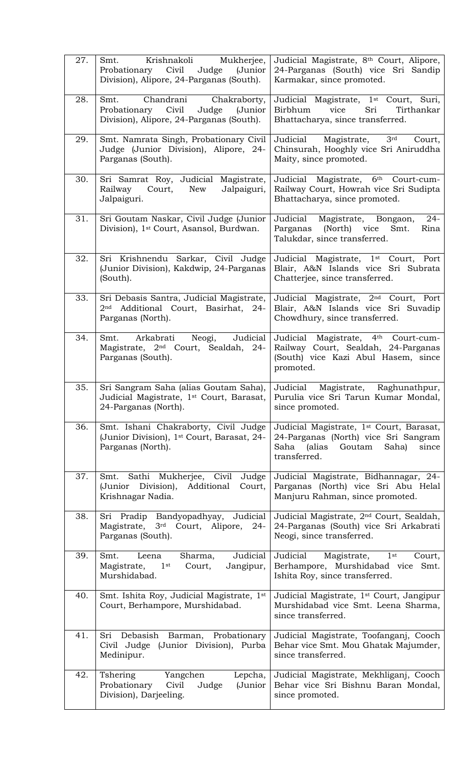| | | |
|---|---|---|
| 27. | Smt. Krishnakoli Mukherjee, Probationary Civil Judge (Junior Division), Alipore, 24-Parganas (South). | Judicial Magistrate, 8th Court, Alipore, 24-Parganas (South) vice Sri Sandip Karmakar, since promoted. |
| 28. | Smt. Chandrani Chakraborty, Probationary Civil Judge (Junior Division), Alipore, 24-Parganas (South). | Judicial Magistrate, 1st Court, Suri, Birbhum vice Sri Tirthankar Bhattacharya, since transferred. |
| 29. | Smt. Namrata Singh, Probationary Civil Judge (Junior Division), Alipore, 24-Parganas (South). | Judicial Magistrate, 3rd Court, Chinsurah, Hooghly vice Sri Aniruddha Maity, since promoted. |
| 30. | Sri Samrat Roy, Judicial Magistrate, Railway Court, New Jalpaiguri, Jalpaiguri. | Judicial Magistrate, 6th Court-cum-Railway Court, Howrah vice Sri Sudipta Bhattacharya, since promoted. |
| 31. | Sri Goutam Naskar, Civil Judge (Junior Division), 1st Court, Asansol, Burdwan. | Judicial Magistrate, Bongaon, 24-Parganas (North) vice Smt. Rina Talukdar, since transferred. |
| 32. | Sri Krishnendu Sarkar, Civil Judge (Junior Division), Kakdwip, 24-Parganas (South). | Judicial Magistrate, 1st Court, Port Blair, A&N Islands vice Sri Subrata Chatterjee, since transferred. |
| 33. | Sri Debasis Santra, Judicial Magistrate, 2nd Additional Court, Basirhat, 24-Parganas (North). | Judicial Magistrate, 2nd Court, Port Blair, A&N Islands vice Sri Suvadip Chowdhury, since transferred. |
| 34. | Smt. Arkabrati Neogi, Judicial Magistrate, 2nd Court, Sealdah, 24-Parganas (South). | Judicial Magistrate, 4th Court-cum-Railway Court, Sealdah, 24-Parganas (South) vice Kazi Abul Hasem, since promoted. |
| 35. | Sri Sangram Saha (alias Goutam Saha), Judicial Magistrate, 1st Court, Barasat, 24-Parganas (North). | Judicial Magistrate, Raghunathpur, Purulia vice Sri Tarun Kumar Mondal, since promoted. |
| 36. | Smt. Ishani Chakraborty, Civil Judge (Junior Division), 1st Court, Barasat, 24-Parganas (North). | Judicial Magistrate, 1st Court, Barasat, 24-Parganas (North) vice Sri Sangram Saha (alias Goutam Saha) since transferred. |
| 37. | Smt. Sathi Mukherjee, Civil Judge (Junior Division), Additional Court, Krishnagar Nadia. | Judicial Magistrate, Bidhannagar, 24-Parganas (North) vice Sri Abu Helal Manjuru Rahman, since promoted. |
| 38. | Sri Pradip Bandyopadhyay, Judicial Magistrate, 3rd Court, Alipore, 24-Parganas (South). | Judicial Magistrate, 2nd Court, Sealdah, 24-Parganas (South) vice Sri Arkabrati Neogi, since transferred. |
| 39. | Smt. Leena Sharma, Judicial Magistrate, 1st Court, Jangipur, Murshidabad. | Judicial Magistrate, 1st Court, Berhampore, Murshidabad vice Smt. Ishita Roy, since transferred. |
| 40. | Smt. Ishita Roy, Judicial Magistrate, 1st Court, Berhampore, Murshidabad. | Judicial Magistrate, 1st Court, Jangipur Murshidabad vice Smt. Leena Sharma, since transferred. |
| 41. | Sri Debasish Barman, Probationary Civil Judge (Junior Division), Purba Medinipur. | Judicial Magistrate, Toofanganj, Cooch Behar vice Smt. Mou Ghatak Majumder, since transferred. |
| 42. | Tshering Yangchen Lepcha, Probationary Civil Judge (Junior Division), Darjeeling. | Judicial Magistrate, Mekhliganj, Cooch Behar vice Sri Bishnu Baran Mondal, since promoted. |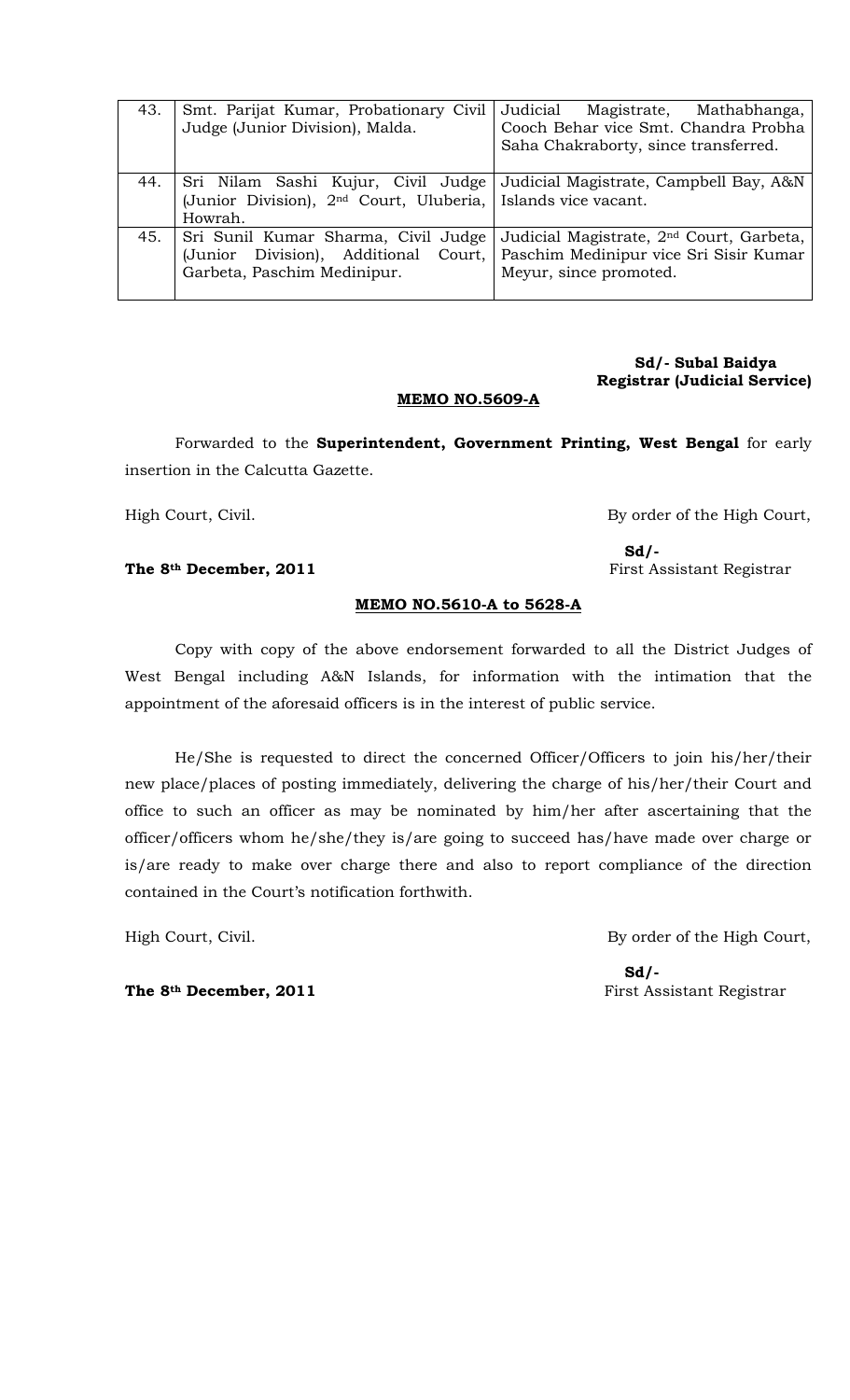| | | |
|---|---|---|
| 43. | Smt. Parijat Kumar, Probationary Civil Judge (Junior Division), Malda. | Judicial Magistrate, Mathabhanga, Cooch Behar vice Smt. Chandra Probha Saha Chakraborty, since transferred. |
| 44. | Sri Nilam Sashi Kujur, Civil Judge (Junior Division), 2nd Court, Uluberia, Howrah. | Judicial Magistrate, Campbell Bay, A&N Islands vice vacant. |
| 45. | Sri Sunil Kumar Sharma, Civil Judge (Junior Division), Additional Court, Garbeta, Paschim Medinipur. | Judicial Magistrate, 2nd Court, Garbeta, Paschim Medinipur vice Sri Sisir Kumar Meyur, since promoted. |

**Sd/- Subal Baidya**
**Registrar (Judicial Service)**

**MEMO NO.5609-A**

Forwarded to the **Superintendent, Government Printing, West Bengal** for early insertion in the Calcutta Gazette.

High Court, Civil. By order of the High Court,

**Sd/-**

**The 8th December, 2011** First Assistant Registrar

**MEMO NO.5610-A to 5628-A**

Copy with copy of the above endorsement forwarded to all the District Judges of West Bengal including A&N Islands, for information with the intimation that the appointment of the aforesaid officers is in the interest of public service.

He/She is requested to direct the concerned Officer/Officers to join his/her/their new place/places of posting immediately, delivering the charge of his/her/their Court and office to such an officer as may be nominated by him/her after ascertaining that the officer/officers whom he/she/they is/are going to succeed has/have made over charge or is/are ready to make over charge there and also to report compliance of the direction contained in the Court's notification forthwith.

High Court, Civil. By order of the High Court,

**Sd/-**

**The 8th December, 2011** First Assistant Registrar